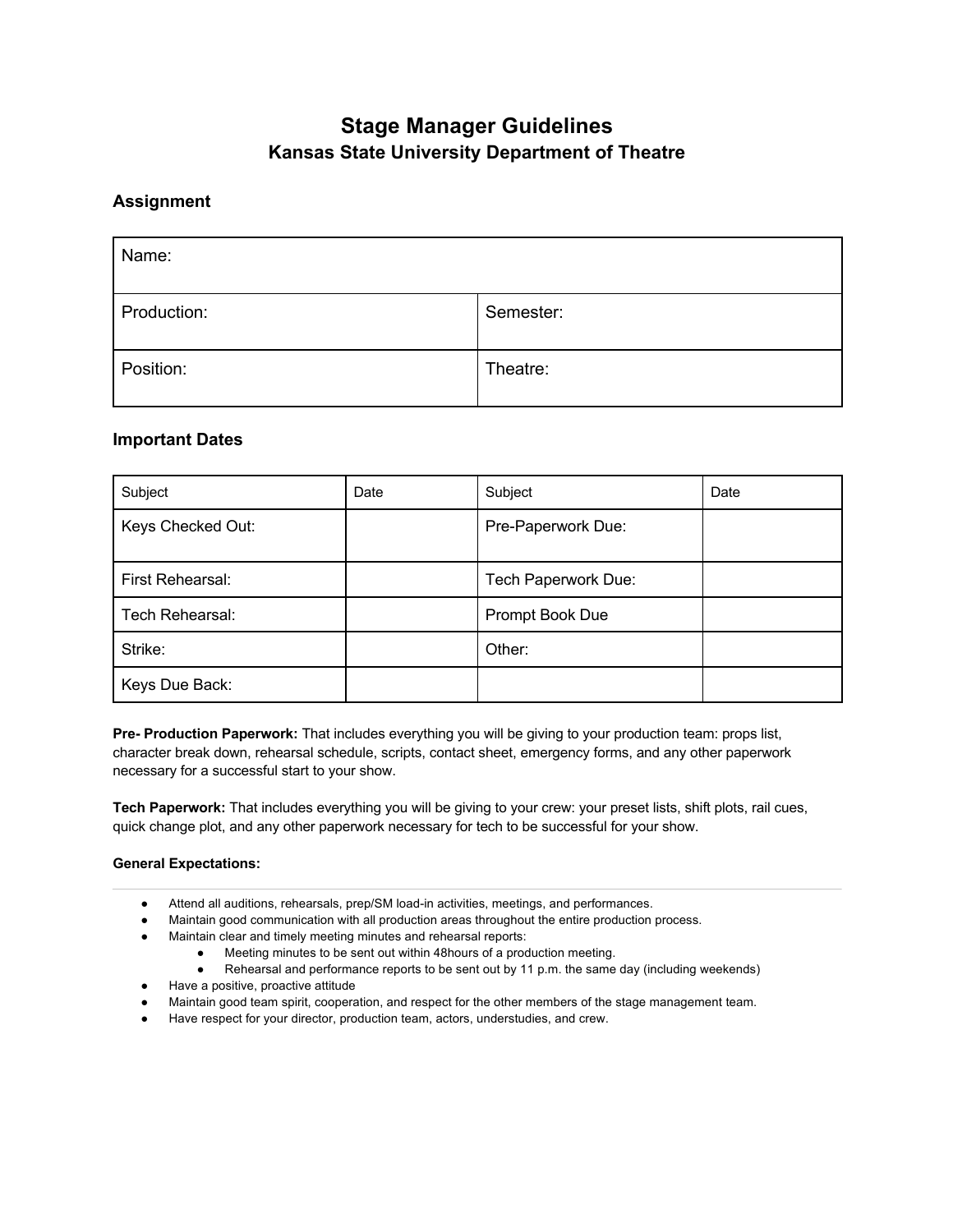# Stage Manager Guidelines
## Kansas State University Department of Theatre

### Assignment

| Name: | |
|---|---|
| Production: | Semester: |
| Position: | Theatre: |

### Important Dates

| Subject | Date | Subject | Date |
|---|---|---|---|
| Keys Checked Out: | | Pre-Paperwork Due: | |
| First Rehearsal: | | Tech Paperwork Due: | |
| Tech Rehearsal: | | Prompt Book Due | |
| Strike: | | Other: | |
| Keys Due Back: | | | |

**Pre- Production Paperwork:** That includes everything you will be giving to your production team: props list, character break down, rehearsal schedule, scripts, contact sheet, emergency forms, and any other paperwork necessary for a successful start to your show.

**Tech Paperwork:** That includes everything you will be giving to your crew: your preset lists, shift plots, rail cues, quick change plot, and any other paperwork necessary for tech to be successful for your show.

**General Expectations:**

---

- Attend all auditions, rehearsals, prep/SM load-in activities, meetings, and performances.
- Maintain good communication with all production areas throughout the entire production process.
- Maintain clear and timely meeting minutes and rehearsal reports:
  - Meeting minutes to be sent out within 48hours of a production meeting.
  - Rehearsal and performance reports to be sent out by 11 p.m. the same day (including weekends)
- Have a positive, proactive attitude
- Maintain good team spirit, cooperation, and respect for the other members of the stage management team.
- Have respect for your director, production team, actors, understudies, and crew.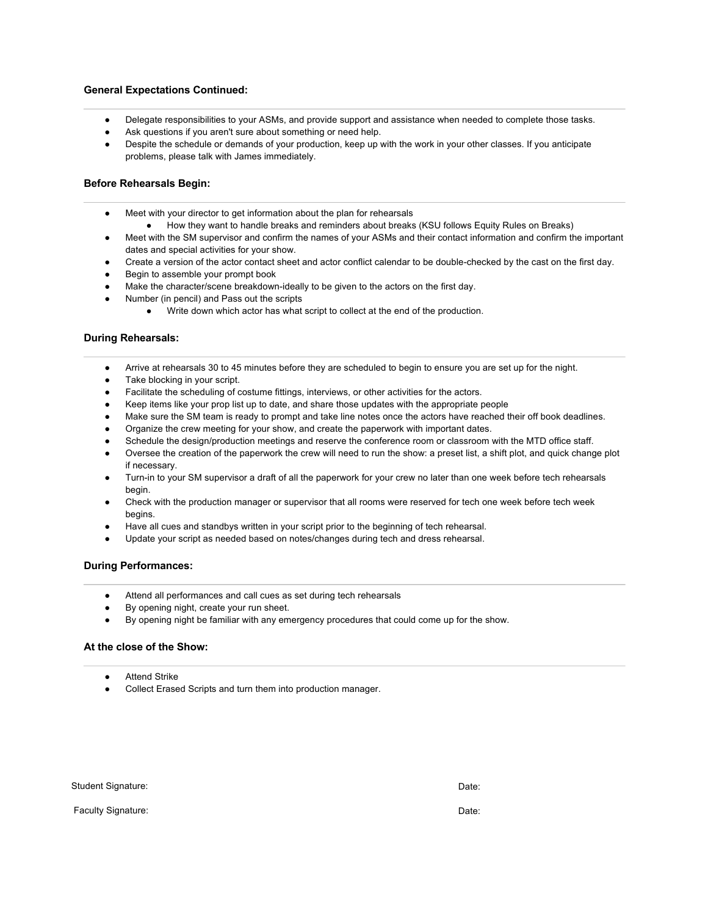### General Expectations Continued:

- Delegate responsibilities to your ASMs, and provide support and assistance when needed to complete those tasks.
- Ask questions if you aren't sure about something or need help.
- Despite the schedule or demands of your production, keep up with the work in your other classes. If you anticipate problems, please talk with James immediately.

### Before Rehearsals Begin:

- Meet with your director to get information about the plan for rehearsals
  - How they want to handle breaks and reminders about breaks (KSU follows Equity Rules on Breaks)
- Meet with the SM supervisor and confirm the names of your ASMs and their contact information and confirm the important dates and special activities for your show.
- Create a version of the actor contact sheet and actor conflict calendar to be double-checked by the cast on the first day.
- Begin to assemble your prompt book
- Make the character/scene breakdown-ideally to be given to the actors on the first day.
- Number (in pencil) and Pass out the scripts
  - Write down which actor has what script to collect at the end of the production.

### During Rehearsals:

- Arrive at rehearsals 30 to 45 minutes before they are scheduled to begin to ensure you are set up for the night.
- Take blocking in your script.
- Facilitate the scheduling of costume fittings, interviews, or other activities for the actors.
- Keep items like your prop list up to date, and share those updates with the appropriate people
- Make sure the SM team is ready to prompt and take line notes once the actors have reached their off book deadlines.
- Organize the crew meeting for your show, and create the paperwork with important dates.
- Schedule the design/production meetings and reserve the conference room or classroom with the MTD office staff.
- Oversee the creation of the paperwork the crew will need to run the show: a preset list, a shift plot, and quick change plot if necessary.
- Turn-in to your SM supervisor a draft of all the paperwork for your crew no later than one week before tech rehearsals begin.
- Check with the production manager or supervisor that all rooms were reserved for tech one week before tech week begins.
- Have all cues and standbys written in your script prior to the beginning of tech rehearsal.
- Update your script as needed based on notes/changes during tech and dress rehearsal.

### During Performances:

- Attend all performances and call cues as set during tech rehearsals
- By opening night, create your run sheet.
- By opening night be familiar with any emergency procedures that could come up for the show.

### At the close of the Show:

- Attend Strike
- Collect Erased Scripts and turn them into production manager.

Student Signature: Date:

Faculty Signature: Date: